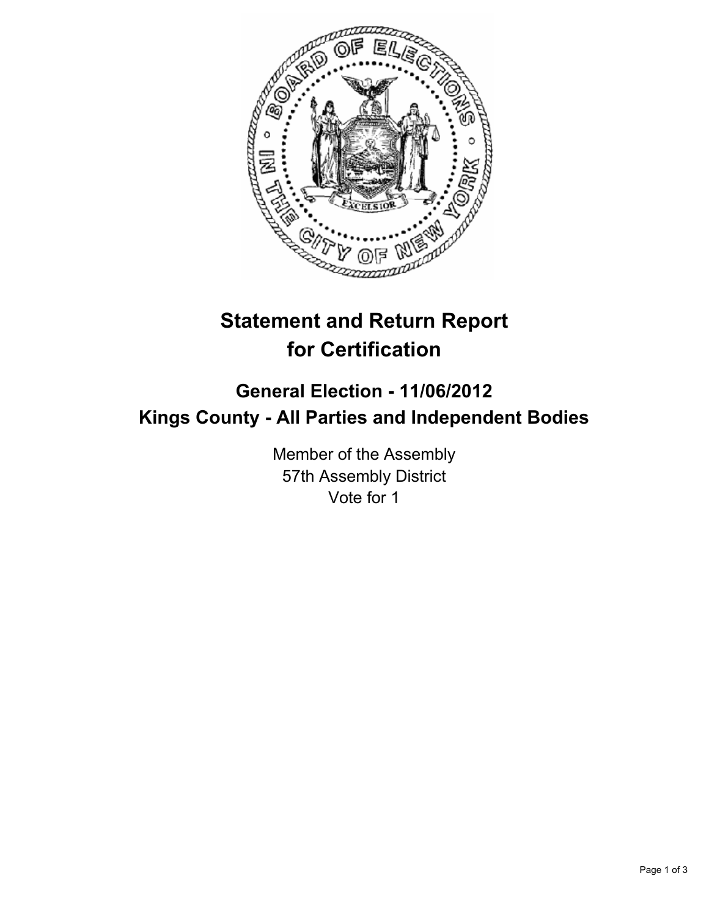# Statement and Return Report for Certification

## General Election - 11/06/2012
## Kings County - All Parties and Independent Bodies

Member of the Assembly
57th Assembly District
Vote for 1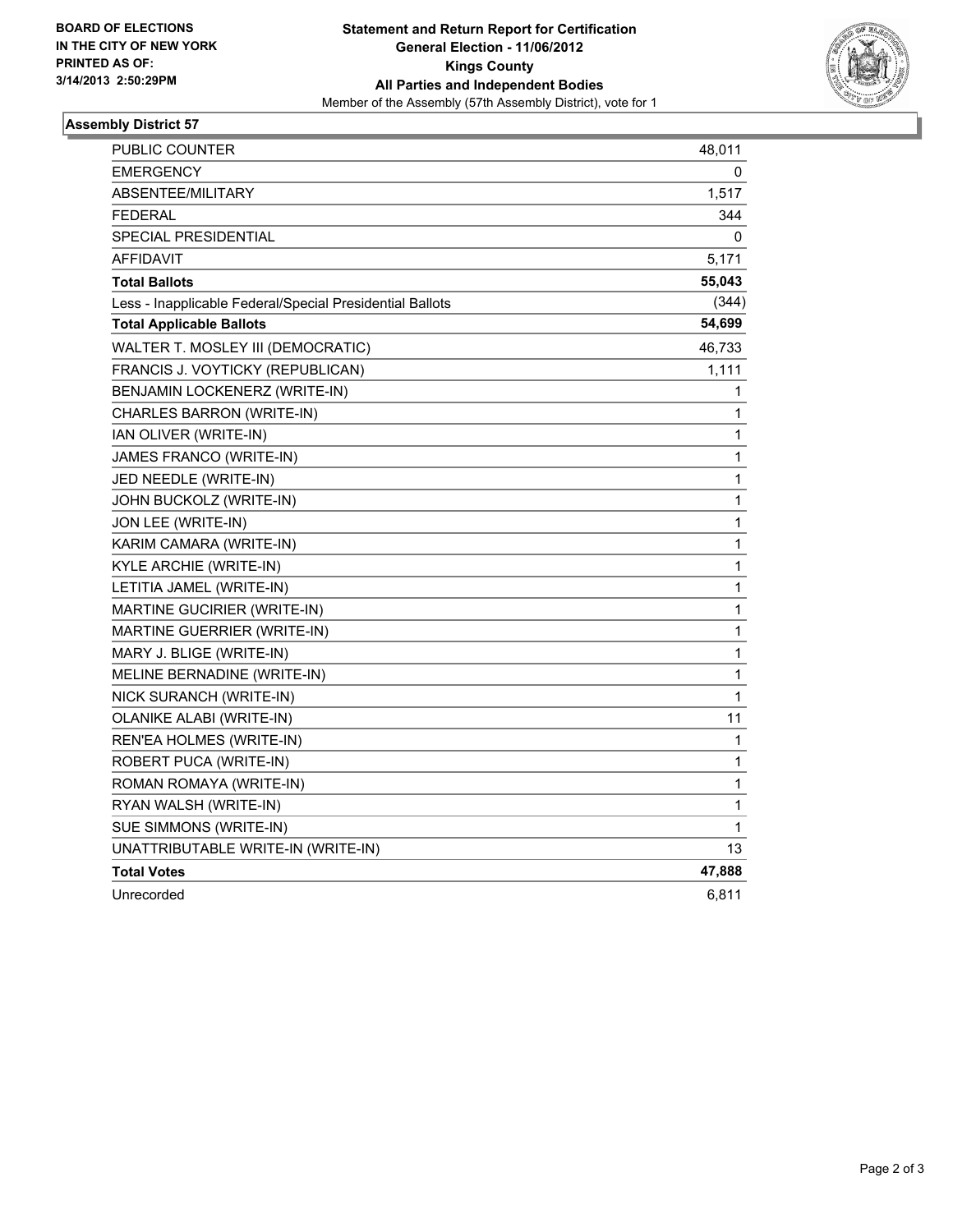**BOARD OF ELECTIONS**
**IN THE CITY OF NEW YORK**
**PRINTED AS OF:**
**3/14/2013 2:50:29PM**

**Statement and Return Report for Certification**
**General Election - 11/06/2012**
**Kings County**
**All Parties and Independent Bodies**
Member of the Assembly (57th Assembly District), vote for 1

## Assembly District 57

| | |
|---|---|
| PUBLIC COUNTER | 48,011 |
| EMERGENCY | 0 |
| ABSENTEE/MILITARY | 1,517 |
| FEDERAL | 344 |
| SPECIAL PRESIDENTIAL | 0 |
| AFFIDAVIT | 5,171 |
| **Total Ballots** | **55,043** |
| Less - Inapplicable Federal/Special Presidential Ballots | (344) |
| **Total Applicable Ballots** | **54,699** |
| WALTER T. MOSLEY III (DEMOCRATIC) | 46,733 |
| FRANCIS J. VOYTICKY (REPUBLICAN) | 1,111 |
| BENJAMIN LOCKENERZ (WRITE-IN) | 1 |
| CHARLES BARRON (WRITE-IN) | 1 |
| IAN OLIVER (WRITE-IN) | 1 |
| JAMES FRANCO (WRITE-IN) | 1 |
| JED NEEDLE (WRITE-IN) | 1 |
| JOHN BUCKOLZ (WRITE-IN) | 1 |
| JON LEE (WRITE-IN) | 1 |
| KARIM CAMARA (WRITE-IN) | 1 |
| KYLE ARCHIE (WRITE-IN) | 1 |
| LETITIA JAMEL (WRITE-IN) | 1 |
| MARTINE GUCIRIER (WRITE-IN) | 1 |
| MARTINE GUERRIER (WRITE-IN) | 1 |
| MARY J. BLIGE (WRITE-IN) | 1 |
| MELINE BERNADINE (WRITE-IN) | 1 |
| NICK SURANCH (WRITE-IN) | 1 |
| OLANIKE ALABI (WRITE-IN) | 11 |
| REN'EA HOLMES (WRITE-IN) | 1 |
| ROBERT PUCA (WRITE-IN) | 1 |
| ROMAN ROMAYA (WRITE-IN) | 1 |
| RYAN WALSH (WRITE-IN) | 1 |
| SUE SIMMONS (WRITE-IN) | 1 |
| UNATTRIBUTABLE WRITE-IN (WRITE-IN) | 13 |
| **Total Votes** | **47,888** |
| Unrecorded | 6,811 |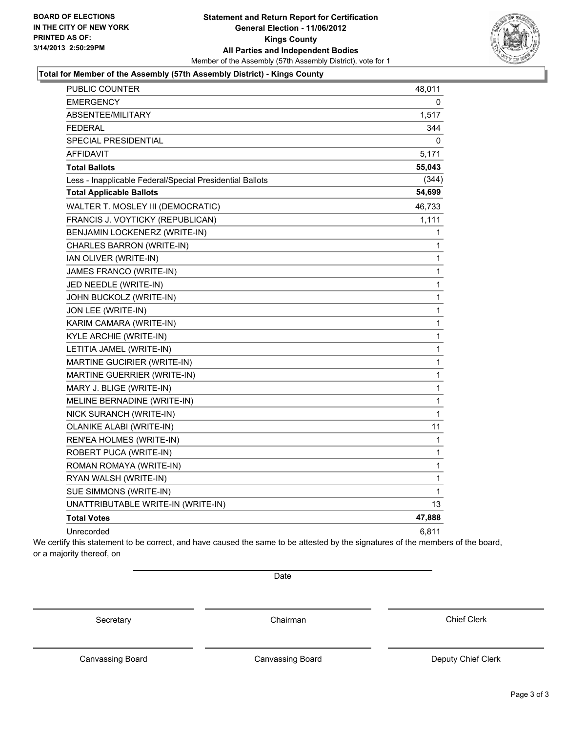**BOARD OF ELECTIONS IN THE CITY OF NEW YORK PRINTED AS OF: 3/14/2013 2:50:29PM**

**Statement and Return Report for Certification**
**General Election - 11/06/2012**
**Kings County**
**All Parties and Independent Bodies**
Member of the Assembly (57th Assembly District), vote for 1

**Total for Member of the Assembly (57th Assembly District) - Kings County**

| | |
|---|---|
| PUBLIC COUNTER | 48,011 |
| EMERGENCY | 0 |
| ABSENTEE/MILITARY | 1,517 |
| FEDERAL | 344 |
| SPECIAL PRESIDENTIAL | 0 |
| AFFIDAVIT | 5,171 |
| **Total Ballots** | **55,043** |
| Less - Inapplicable Federal/Special Presidential Ballots | (344) |
| **Total Applicable Ballots** | **54,699** |
| WALTER T. MOSLEY III (DEMOCRATIC) | 46,733 |
| FRANCIS J. VOYTICKY (REPUBLICAN) | 1,111 |
| BENJAMIN LOCKENERZ (WRITE-IN) | 1 |
| CHARLES BARRON (WRITE-IN) | 1 |
| IAN OLIVER (WRITE-IN) | 1 |
| JAMES FRANCO (WRITE-IN) | 1 |
| JED NEEDLE (WRITE-IN) | 1 |
| JOHN BUCKOLZ (WRITE-IN) | 1 |
| JON LEE (WRITE-IN) | 1 |
| KARIM CAMARA (WRITE-IN) | 1 |
| KYLE ARCHIE (WRITE-IN) | 1 |
| LETITIA JAMEL (WRITE-IN) | 1 |
| MARTINE GUCIRIER (WRITE-IN) | 1 |
| MARTINE GUERRIER (WRITE-IN) | 1 |
| MARY J. BLIGE (WRITE-IN) | 1 |
| MELINE BERNADINE (WRITE-IN) | 1 |
| NICK SURANCH (WRITE-IN) | 1 |
| OLANIKE ALABI (WRITE-IN) | 11 |
| REN'EA HOLMES (WRITE-IN) | 1 |
| ROBERT PUCA (WRITE-IN) | 1 |
| ROMAN ROMAYA (WRITE-IN) | 1 |
| RYAN WALSH (WRITE-IN) | 1 |
| SUE SIMMONS (WRITE-IN) | 1 |
| UNATTRIBUTABLE WRITE-IN (WRITE-IN) | 13 |
| **Total Votes** | **47,888** |
| Unrecorded | 6,811 |

We certify this statement to be correct, and have caused the same to be attested by the signatures of the members of the board, or a majority thereof, on

Date

Secretary | Chairman | Chief Clerk

Canvassing Board | Canvassing Board | Deputy Chief Clerk